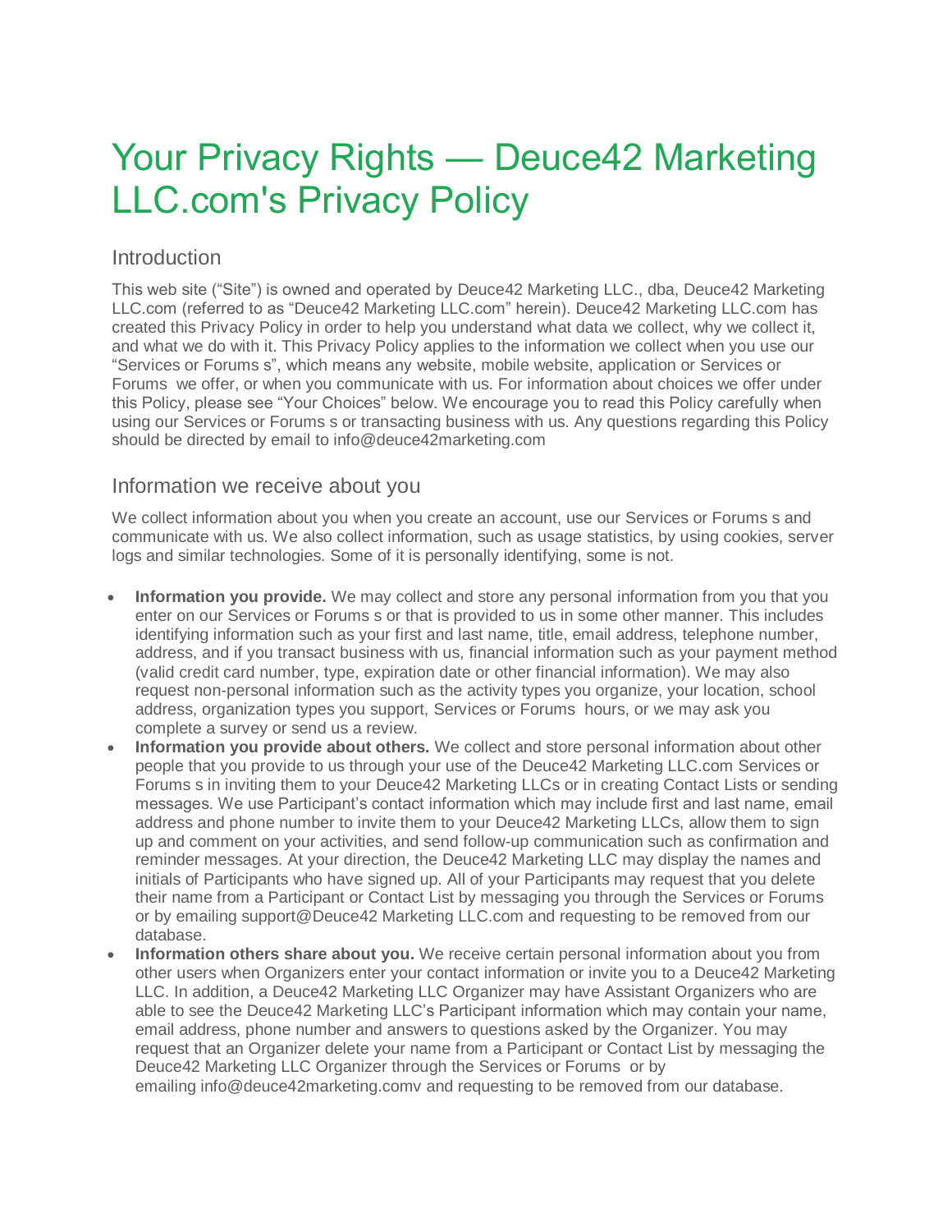# Your Privacy Rights — Deuce42 Marketing LLC.com's Privacy Policy

## Introduction

This web site ("Site") is owned and operated by Deuce42 Marketing LLC., dba, Deuce42 Marketing LLC.com (referred to as "Deuce42 Marketing LLC.com" herein). Deuce42 Marketing LLC.com has created this Privacy Policy in order to help you understand what data we collect, why we collect it, and what we do with it. This Privacy Policy applies to the information we collect when you use our "Services or Forums s", which means any website, mobile website, application or Services or Forums we offer, or when you communicate with us. For information about choices we offer under this Policy, please see "Your Choices" below. We encourage you to read this Policy carefully when using our Services or Forums s or transacting business with us. Any questions regarding this Policy should be directed by email to info@deuce42marketing.com

## Information we receive about you

We collect information about you when you create an account, use our Services or Forums s and communicate with us. We also collect information, such as usage statistics, by using cookies, server logs and similar technologies. Some of it is personally identifying, some is not.

- **Information you provide.** We may collect and store any personal information from you that you enter on our Services or Forums s or that is provided to us in some other manner. This includes identifying information such as your first and last name, title, email address, telephone number, address, and if you transact business with us, financial information such as your payment method (valid credit card number, type, expiration date or other financial information). We may also request non-personal information such as the activity types you organize, your location, school address, organization types you support, Services or Forums hours, or we may ask you complete a survey or send us a review.
- **Information you provide about others.** We collect and store personal information about other people that you provide to us through your use of the Deuce42 Marketing LLC.com Services or Forums s in inviting them to your Deuce42 Marketing LLCs or in creating Contact Lists or sending messages. We use Participant's contact information which may include first and last name, email address and phone number to invite them to your Deuce42 Marketing LLCs, allow them to sign up and comment on your activities, and send follow-up communication such as confirmation and reminder messages. At your direction, the Deuce42 Marketing LLC may display the names and initials of Participants who have signed up. All of your Participants may request that you delete their name from a Participant or Contact List by messaging you through the Services or Forums or by emailing support@Deuce42 Marketing LLC.com and requesting to be removed from our database.
- **Information others share about you.** We receive certain personal information about you from other users when Organizers enter your contact information or invite you to a Deuce42 Marketing LLC. In addition, a Deuce42 Marketing LLC Organizer may have Assistant Organizers who are able to see the Deuce42 Marketing LLC's Participant information which may contain your name, email address, phone number and answers to questions asked by the Organizer. You may request that an Organizer delete your name from a Participant or Contact List by messaging the Deuce42 Marketing LLC Organizer through the Services or Forums or by emailing info@deuce42marketing.comv and requesting to be removed from our database.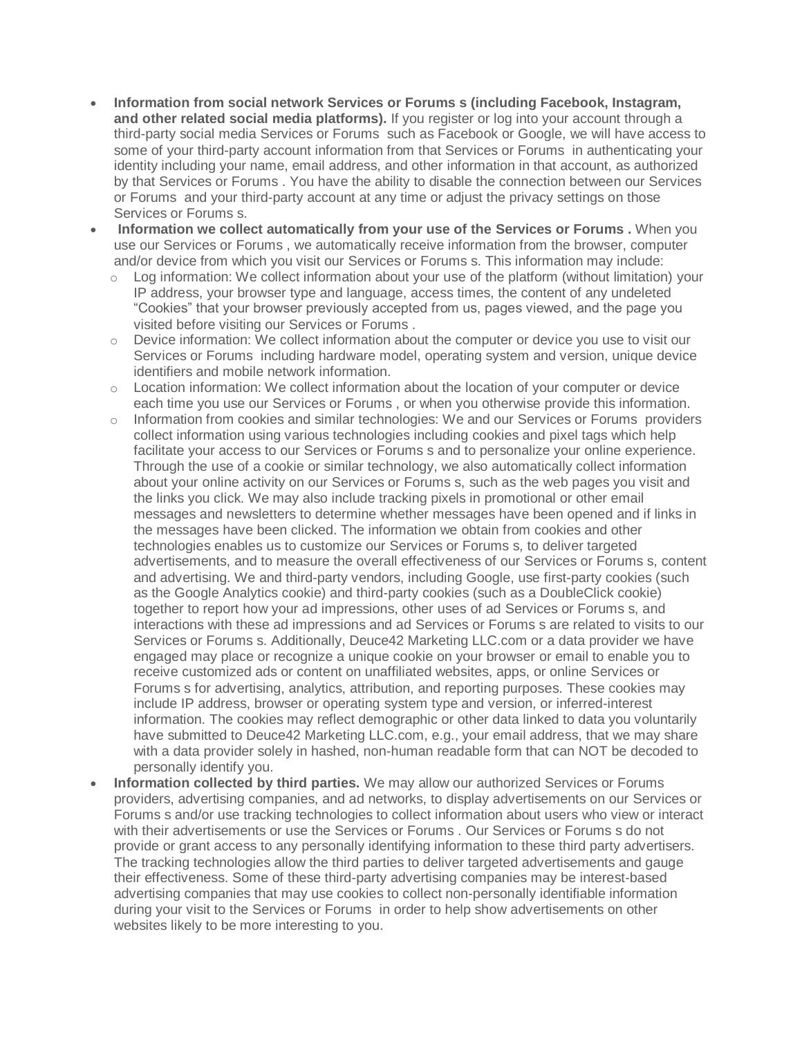- **Information from social network Services or Forums s (including Facebook, Instagram, and other related social media platforms).** If you register or log into your account through a third-party social media Services or Forums such as Facebook or Google, we will have access to some of your third-party account information from that Services or Forums in authenticating your identity including your name, email address, and other information in that account, as authorized by that Services or Forums . You have the ability to disable the connection between our Services or Forums and your third-party account at any time or adjust the privacy settings on those Services or Forums s.
- **Information we collect automatically from your use of the Services or Forums .** When you use our Services or Forums , we automatically receive information from the browser, computer and/or device from which you visit our Services or Forums s. This information may include:
  - Log information: We collect information about your use of the platform (without limitation) your IP address, your browser type and language, access times, the content of any undeleted "Cookies" that your browser previously accepted from us, pages viewed, and the page you visited before visiting our Services or Forums .
  - Device information: We collect information about the computer or device you use to visit our Services or Forums including hardware model, operating system and version, unique device identifiers and mobile network information.
  - Location information: We collect information about the location of your computer or device each time you use our Services or Forums , or when you otherwise provide this information.
  - Information from cookies and similar technologies: We and our Services or Forums providers collect information using various technologies including cookies and pixel tags which help facilitate your access to our Services or Forums s and to personalize your online experience. Through the use of a cookie or similar technology, we also automatically collect information about your online activity on our Services or Forums s, such as the web pages you visit and the links you click. We may also include tracking pixels in promotional or other email messages and newsletters to determine whether messages have been opened and if links in the messages have been clicked. The information we obtain from cookies and other technologies enables us to customize our Services or Forums s, to deliver targeted advertisements, and to measure the overall effectiveness of our Services or Forums s, content and advertising. We and third-party vendors, including Google, use first-party cookies (such as the Google Analytics cookie) and third-party cookies (such as a DoubleClick cookie) together to report how your ad impressions, other uses of ad Services or Forums s, and interactions with these ad impressions and ad Services or Forums s are related to visits to our Services or Forums s. Additionally, Deuce42 Marketing LLC.com or a data provider we have engaged may place or recognize a unique cookie on your browser or email to enable you to receive customized ads or content on unaffiliated websites, apps, or online Services or Forums s for advertising, analytics, attribution, and reporting purposes. These cookies may include IP address, browser or operating system type and version, or inferred-interest information. The cookies may reflect demographic or other data linked to data you voluntarily have submitted to Deuce42 Marketing LLC.com, e.g., your email address, that we may share with a data provider solely in hashed, non-human readable form that can NOT be decoded to personally identify you.
- **Information collected by third parties.** We may allow our authorized Services or Forums providers, advertising companies, and ad networks, to display advertisements on our Services or Forums s and/or use tracking technologies to collect information about users who view or interact with their advertisements or use the Services or Forums . Our Services or Forums s do not provide or grant access to any personally identifying information to these third party advertisers. The tracking technologies allow the third parties to deliver targeted advertisements and gauge their effectiveness. Some of these third-party advertising companies may be interest-based advertising companies that may use cookies to collect non-personally identifiable information during your visit to the Services or Forums in order to help show advertisements on other websites likely to be more interesting to you.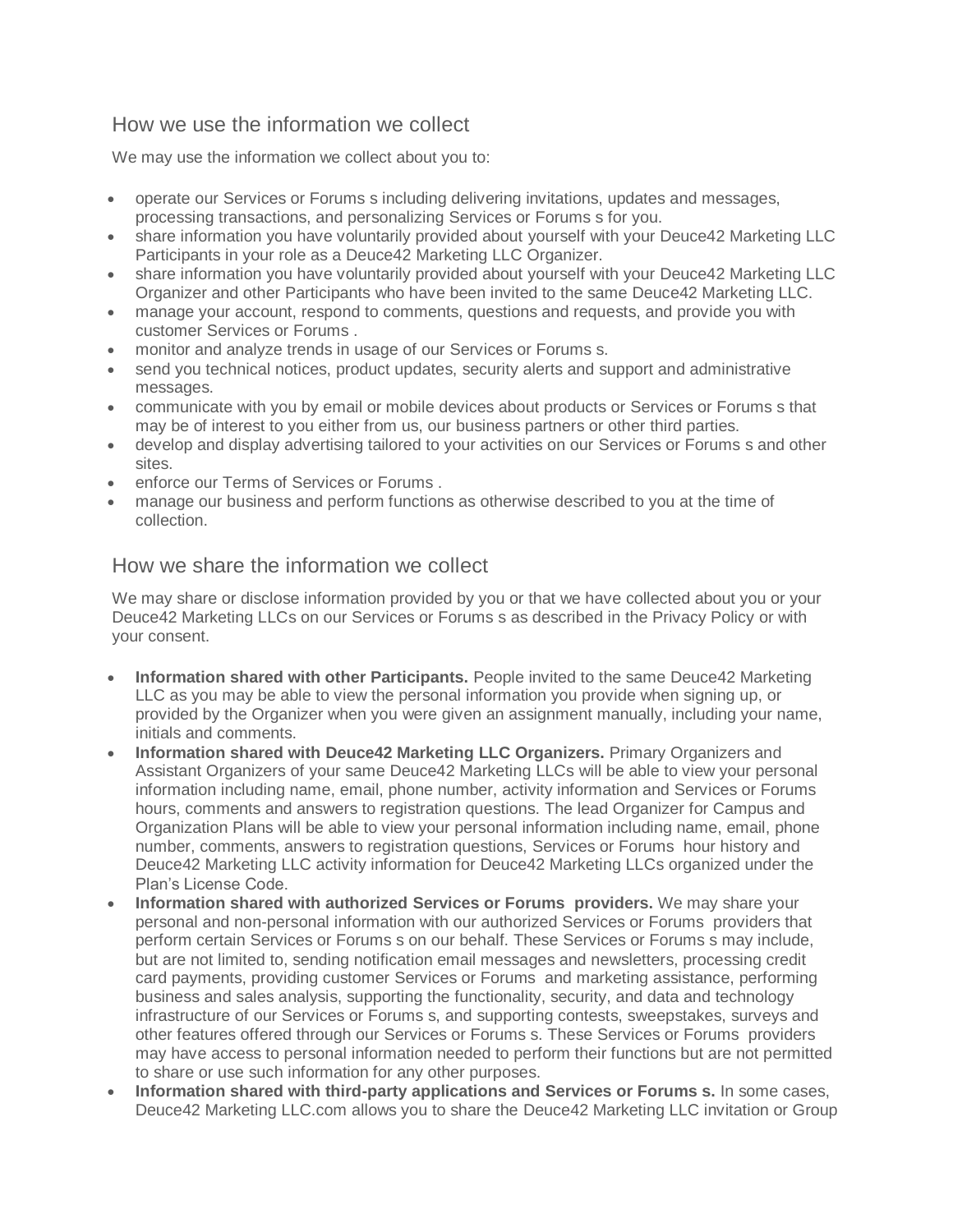## How we use the information we collect

We may use the information we collect about you to:

- operate our Services or Forums s including delivering invitations, updates and messages, processing transactions, and personalizing Services or Forums s for you.
- share information you have voluntarily provided about yourself with your Deuce42 Marketing LLC Participants in your role as a Deuce42 Marketing LLC Organizer.
- share information you have voluntarily provided about yourself with your Deuce42 Marketing LLC Organizer and other Participants who have been invited to the same Deuce42 Marketing LLC.
- manage your account, respond to comments, questions and requests, and provide you with customer Services or Forums .
- monitor and analyze trends in usage of our Services or Forums s.
- send you technical notices, product updates, security alerts and support and administrative messages.
- communicate with you by email or mobile devices about products or Services or Forums s that may be of interest to you either from us, our business partners or other third parties.
- develop and display advertising tailored to your activities on our Services or Forums s and other sites.
- enforce our Terms of Services or Forums .
- manage our business and perform functions as otherwise described to you at the time of collection.

## How we share the information we collect

We may share or disclose information provided by you or that we have collected about you or your Deuce42 Marketing LLCs on our Services or Forums s as described in the Privacy Policy or with your consent.

- **Information shared with other Participants.** People invited to the same Deuce42 Marketing LLC as you may be able to view the personal information you provide when signing up, or provided by the Organizer when you were given an assignment manually, including your name, initials and comments.
- **Information shared with Deuce42 Marketing LLC Organizers.** Primary Organizers and Assistant Organizers of your same Deuce42 Marketing LLCs will be able to view your personal information including name, email, phone number, activity information and Services or Forums hours, comments and answers to registration questions. The lead Organizer for Campus and Organization Plans will be able to view your personal information including name, email, phone number, comments, answers to registration questions, Services or Forums hour history and Deuce42 Marketing LLC activity information for Deuce42 Marketing LLCs organized under the Plan's License Code.
- **Information shared with authorized Services or Forums providers.** We may share your personal and non-personal information with our authorized Services or Forums providers that perform certain Services or Forums s on our behalf. These Services or Forums s may include, but are not limited to, sending notification email messages and newsletters, processing credit card payments, providing customer Services or Forums and marketing assistance, performing business and sales analysis, supporting the functionality, security, and data and technology infrastructure of our Services or Forums s, and supporting contests, sweepstakes, surveys and other features offered through our Services or Forums s. These Services or Forums providers may have access to personal information needed to perform their functions but are not permitted to share or use such information for any other purposes.
- **Information shared with third-party applications and Services or Forums s.** In some cases, Deuce42 Marketing LLC.com allows you to share the Deuce42 Marketing LLC invitation or Group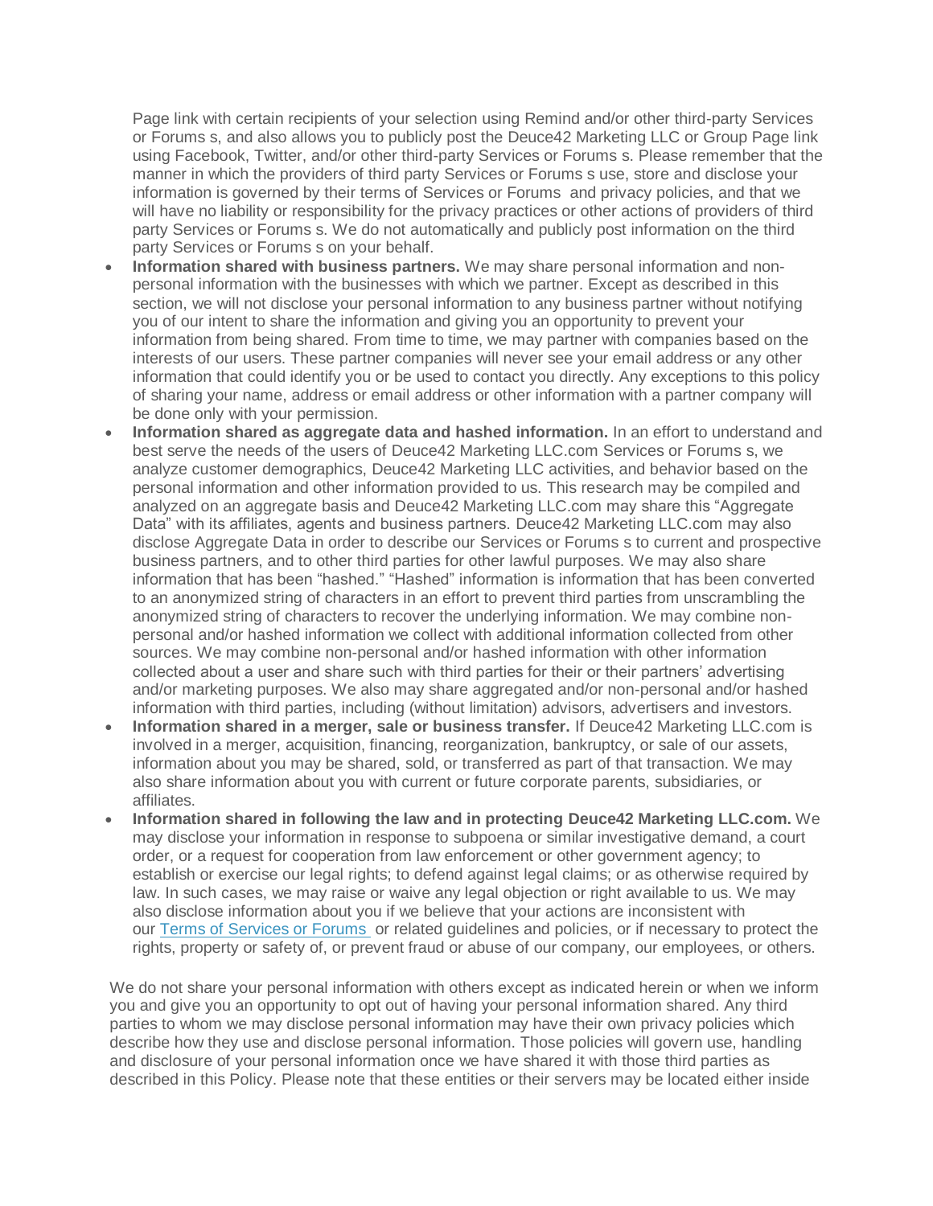Page link with certain recipients of your selection using Remind and/or other third-party Services or Forums s, and also allows you to publicly post the Deuce42 Marketing LLC or Group Page link using Facebook, Twitter, and/or other third-party Services or Forums s. Please remember that the manner in which the providers of third party Services or Forums s use, store and disclose your information is governed by their terms of Services or Forums and privacy policies, and that we will have no liability or responsibility for the privacy practices or other actions of providers of third party Services or Forums s. We do not automatically and publicly post information on the third party Services or Forums s on your behalf.

- **Information shared with business partners.** We may share personal information and non-personal information with the businesses with which we partner. Except as described in this section, we will not disclose your personal information to any business partner without notifying you of our intent to share the information and giving you an opportunity to prevent your information from being shared. From time to time, we may partner with companies based on the interests of our users. These partner companies will never see your email address or any other information that could identify you or be used to contact you directly. Any exceptions to this policy of sharing your name, address or email address or other information with a partner company will be done only with your permission.
- **Information shared as aggregate data and hashed information.** In an effort to understand and best serve the needs of the users of Deuce42 Marketing LLC.com Services or Forums s, we analyze customer demographics, Deuce42 Marketing LLC activities, and behavior based on the personal information and other information provided to us. This research may be compiled and analyzed on an aggregate basis and Deuce42 Marketing LLC.com may share this "Aggregate Data" with its affiliates, agents and business partners. Deuce42 Marketing LLC.com may also disclose Aggregate Data in order to describe our Services or Forums s to current and prospective business partners, and to other third parties for other lawful purposes. We may also share information that has been "hashed." "Hashed" information is information that has been converted to an anonymized string of characters in an effort to prevent third parties from unscrambling the anonymized string of characters to recover the underlying information. We may combine non-personal and/or hashed information we collect with additional information collected from other sources. We may combine non-personal and/or hashed information with other information collected about a user and share such with third parties for their or their partners' advertising and/or marketing purposes. We also may share aggregated and/or non-personal and/or hashed information with third parties, including (without limitation) advisors, advertisers and investors.
- **Information shared in a merger, sale or business transfer.** If Deuce42 Marketing LLC.com is involved in a merger, acquisition, financing, reorganization, bankruptcy, or sale of our assets, information about you may be shared, sold, or transferred as part of that transaction. We may also share information about you with current or future corporate parents, subsidiaries, or affiliates.
- **Information shared in following the law and in protecting Deuce42 Marketing LLC.com.** We may disclose your information in response to subpoena or similar investigative demand, a court order, or a request for cooperation from law enforcement or other government agency; to establish or exercise our legal rights; to defend against legal claims; or as otherwise required by law. In such cases, we may raise or waive any legal objection or right available to us. We may also disclose information about you if we believe that your actions are inconsistent with our Terms of Services or Forums or related guidelines and policies, or if necessary to protect the rights, property or safety of, or prevent fraud or abuse of our company, our employees, or others.

We do not share your personal information with others except as indicated herein or when we inform you and give you an opportunity to opt out of having your personal information shared. Any third parties to whom we may disclose personal information may have their own privacy policies which describe how they use and disclose personal information. Those policies will govern use, handling and disclosure of your personal information once we have shared it with those third parties as described in this Policy. Please note that these entities or their servers may be located either inside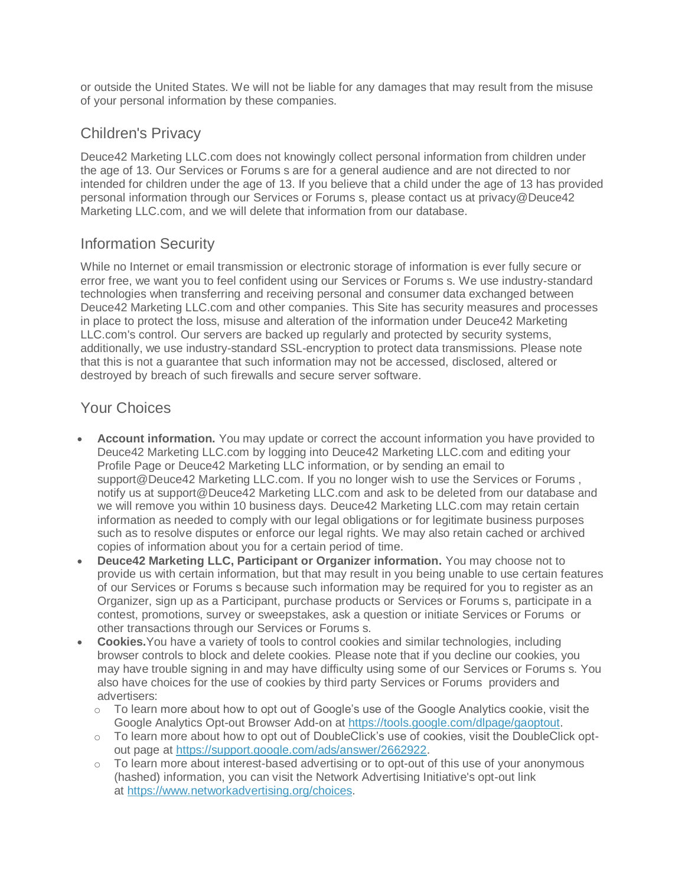or outside the United States. We will not be liable for any damages that may result from the misuse of your personal information by these companies.

## Children's Privacy

Deuce42 Marketing LLC.com does not knowingly collect personal information from children under the age of 13. Our Services or Forums s are for a general audience and are not directed to nor intended for children under the age of 13. If you believe that a child under the age of 13 has provided personal information through our Services or Forums s, please contact us at privacy@Deuce42 Marketing LLC.com, and we will delete that information from our database.

## Information Security

While no Internet or email transmission or electronic storage of information is ever fully secure or error free, we want you to feel confident using our Services or Forums s. We use industry-standard technologies when transferring and receiving personal and consumer data exchanged between Deuce42 Marketing LLC.com and other companies. This Site has security measures and processes in place to protect the loss, misuse and alteration of the information under Deuce42 Marketing LLC.com's control. Our servers are backed up regularly and protected by security systems, additionally, we use industry-standard SSL-encryption to protect data transmissions. Please note that this is not a guarantee that such information may not be accessed, disclosed, altered or destroyed by breach of such firewalls and secure server software.

## Your Choices

- **Account information.** You may update or correct the account information you have provided to Deuce42 Marketing LLC.com by logging into Deuce42 Marketing LLC.com and editing your Profile Page or Deuce42 Marketing LLC information, or by sending an email to support@Deuce42 Marketing LLC.com. If you no longer wish to use the Services or Forums , notify us at support@Deuce42 Marketing LLC.com and ask to be deleted from our database and we will remove you within 10 business days. Deuce42 Marketing LLC.com may retain certain information as needed to comply with our legal obligations or for legitimate business purposes such as to resolve disputes or enforce our legal rights. We may also retain cached or archived copies of information about you for a certain period of time.
- **Deuce42 Marketing LLC, Participant or Organizer information.** You may choose not to provide us with certain information, but that may result in you being unable to use certain features of our Services or Forums s because such information may be required for you to register as an Organizer, sign up as a Participant, purchase products or Services or Forums s, participate in a contest, promotions, survey or sweepstakes, ask a question or initiate Services or Forums or other transactions through our Services or Forums s.
- **Cookies.**You have a variety of tools to control cookies and similar technologies, including browser controls to block and delete cookies. Please note that if you decline our cookies, you may have trouble signing in and may have difficulty using some of our Services or Forums s. You also have choices for the use of cookies by third party Services or Forums providers and advertisers:
  - To learn more about how to opt out of Google's use of the Google Analytics cookie, visit the Google Analytics Opt-out Browser Add-on at https://tools.google.com/dlpage/gaoptout.
  - To learn more about how to opt out of DoubleClick's use of cookies, visit the DoubleClick opt-out page at https://support.google.com/ads/answer/2662922.
  - To learn more about interest-based advertising or to opt-out of this use of your anonymous (hashed) information, you can visit the Network Advertising Initiative's opt-out link at https://www.networkadvertising.org/choices.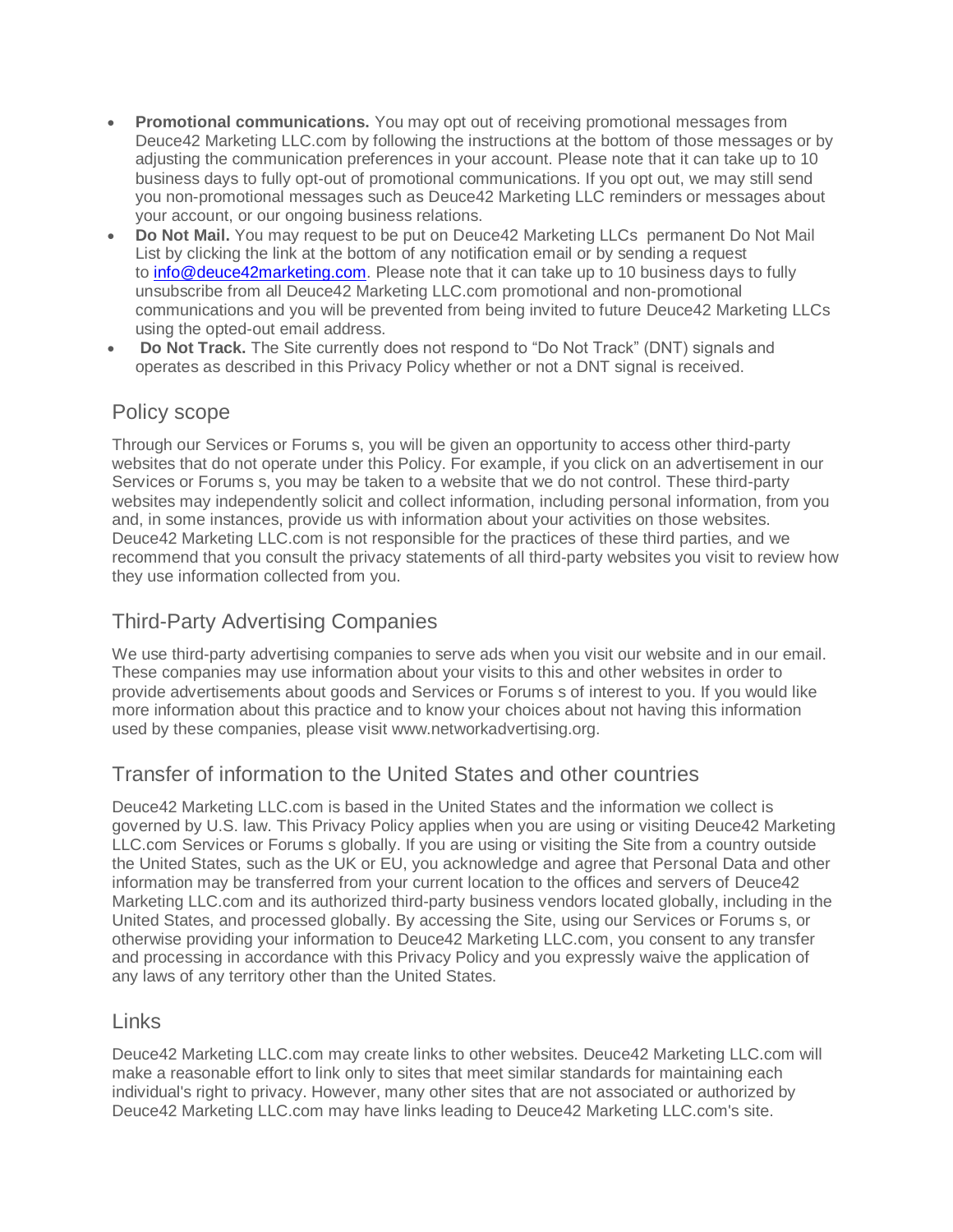- **Promotional communications.** You may opt out of receiving promotional messages from Deuce42 Marketing LLC.com by following the instructions at the bottom of those messages or by adjusting the communication preferences in your account. Please note that it can take up to 10 business days to fully opt-out of promotional communications. If you opt out, we may still send you non-promotional messages such as Deuce42 Marketing LLC reminders or messages about your account, or our ongoing business relations.
- **Do Not Mail.** You may request to be put on Deuce42 Marketing LLCs permanent Do Not Mail List by clicking the link at the bottom of any notification email or by sending a request to info@deuce42marketing.com. Please note that it can take up to 10 business days to fully unsubscribe from all Deuce42 Marketing LLC.com promotional and non-promotional communications and you will be prevented from being invited to future Deuce42 Marketing LLCs using the opted-out email address.
- **Do Not Track.** The Site currently does not respond to "Do Not Track" (DNT) signals and operates as described in this Privacy Policy whether or not a DNT signal is received.

## Policy scope

Through our Services or Forums s, you will be given an opportunity to access other third-party websites that do not operate under this Policy. For example, if you click on an advertisement in our Services or Forums s, you may be taken to a website that we do not control. These third-party websites may independently solicit and collect information, including personal information, from you and, in some instances, provide us with information about your activities on those websites. Deuce42 Marketing LLC.com is not responsible for the practices of these third parties, and we recommend that you consult the privacy statements of all third-party websites you visit to review how they use information collected from you.

## Third-Party Advertising Companies

We use third-party advertising companies to serve ads when you visit our website and in our email. These companies may use information about your visits to this and other websites in order to provide advertisements about goods and Services or Forums s of interest to you. If you would like more information about this practice and to know your choices about not having this information used by these companies, please visit www.networkadvertising.org.

## Transfer of information to the United States and other countries

Deuce42 Marketing LLC.com is based in the United States and the information we collect is governed by U.S. law. This Privacy Policy applies when you are using or visiting Deuce42 Marketing LLC.com Services or Forums s globally. If you are using or visiting the Site from a country outside the United States, such as the UK or EU, you acknowledge and agree that Personal Data and other information may be transferred from your current location to the offices and servers of Deuce42 Marketing LLC.com and its authorized third-party business vendors located globally, including in the United States, and processed globally. By accessing the Site, using our Services or Forums s, or otherwise providing your information to Deuce42 Marketing LLC.com, you consent to any transfer and processing in accordance with this Privacy Policy and you expressly waive the application of any laws of any territory other than the United States.

## Links

Deuce42 Marketing LLC.com may create links to other websites. Deuce42 Marketing LLC.com will make a reasonable effort to link only to sites that meet similar standards for maintaining each individual's right to privacy. However, many other sites that are not associated or authorized by Deuce42 Marketing LLC.com may have links leading to Deuce42 Marketing LLC.com's site.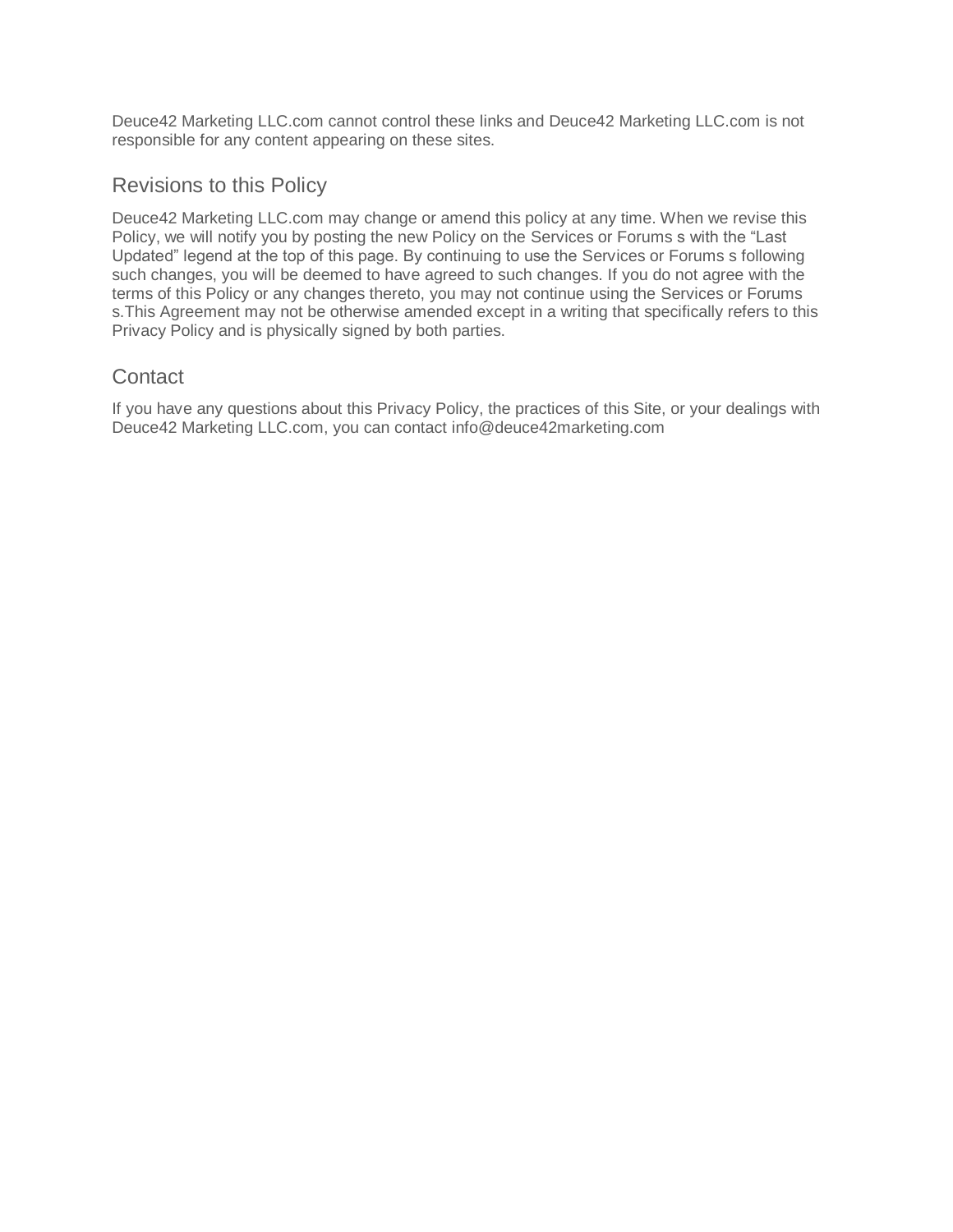Deuce42 Marketing LLC.com cannot control these links and Deuce42 Marketing LLC.com is not responsible for any content appearing on these sites.

## Revisions to this Policy

Deuce42 Marketing LLC.com may change or amend this policy at any time. When we revise this Policy, we will notify you by posting the new Policy on the Services or Forums s with the "Last Updated" legend at the top of this page. By continuing to use the Services or Forums s following such changes, you will be deemed to have agreed to such changes. If you do not agree with the terms of this Policy or any changes thereto, you may not continue using the Services or Forums s.This Agreement may not be otherwise amended except in a writing that specifically refers to this Privacy Policy and is physically signed by both parties.

## Contact

If you have any questions about this Privacy Policy, the practices of this Site, or your dealings with Deuce42 Marketing LLC.com, you can contact info@deuce42marketing.com